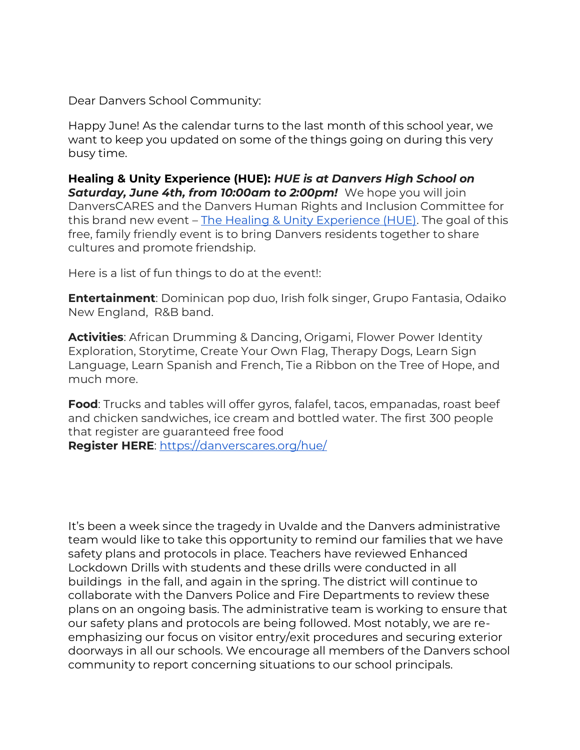Dear Danvers School Community:

Happy June! As the calendar turns to the last month of this school year, we want to keep you updated on some of the things going on during this very busy time.

**Healing & Unity Experience (HUE):** ***HUE is at Danvers High School on Saturday, June 4th, from 10:00am to 2:00pm!*** We hope you will join DanversCARES and the Danvers Human Rights and Inclusion Committee for this brand new event – [The Healing & Unity Experience (HUE)](https://danverscares.org/hue/). The goal of this free, family friendly event is to bring Danvers residents together to share cultures and promote friendship.

Here is a list of fun things to do at the event!:

**Entertainment**: Dominican pop duo, Irish folk singer, Grupo Fantasia, Odaiko New England, R&B band.

**Activities**: African Drumming & Dancing, Origami, Flower Power Identity Exploration, Storytime, Create Your Own Flag, Therapy Dogs, Learn Sign Language, Learn Spanish and French, Tie a Ribbon on the Tree of Hope, and much more.

**Food**: Trucks and tables will offer gyros, falafel, tacos, empanadas, roast beef and chicken sandwiches, ice cream and bottled water. The first 300 people that register are guaranteed free food
**Register HERE**: https://danverscares.org/hue/

It's been a week since the tragedy in Uvalde and the Danvers administrative team would like to take this opportunity to remind our families that we have safety plans and protocols in place. Teachers have reviewed Enhanced Lockdown Drills with students and these drills were conducted in all buildings in the fall, and again in the spring. The district will continue to collaborate with the Danvers Police and Fire Departments to review these plans on an ongoing basis. The administrative team is working to ensure that our safety plans and protocols are being followed. Most notably, we are re-emphasizing our focus on visitor entry/exit procedures and securing exterior doorways in all our schools. We encourage all members of the Danvers school community to report concerning situations to our school principals.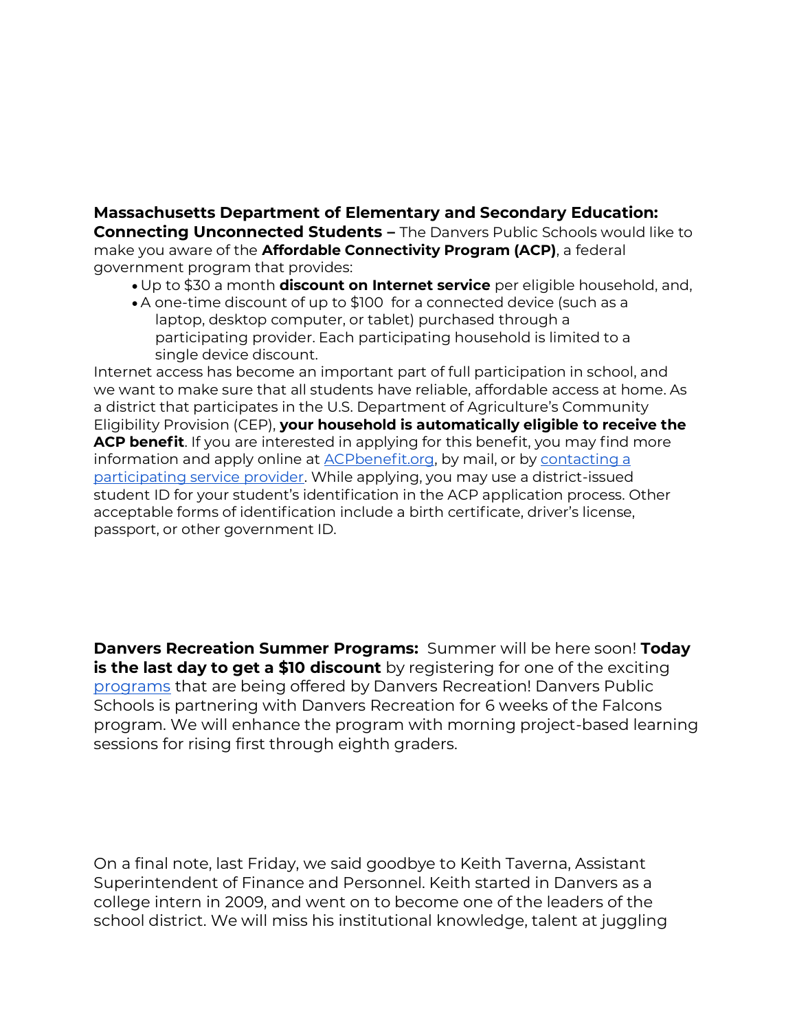**Massachusetts Department of Elementary and Secondary Education: Connecting Unconnected Students –** The Danvers Public Schools would like to make you aware of the **Affordable Connectivity Program (ACP)**, a federal government program that provides:

- Up to $30 a month **discount on Internet service** per eligible household, and,
- A one-time discount of up to $100 for a connected device (such as a laptop, desktop computer, or tablet) purchased through a participating provider. Each participating household is limited to a single device discount.

Internet access has become an important part of full participation in school, and we want to make sure that all students have reliable, affordable access at home. As a district that participates in the U.S. Department of Agriculture's Community Eligibility Provision (CEP), **your household is automatically eligible to receive the ACP benefit**. If you are interested in applying for this benefit, you may find more information and apply online at ACPbenefit.org, by mail, or by contacting a participating service provider. While applying, you may use a district-issued student ID for your student's identification in the ACP application process. Other acceptable forms of identification include a birth certificate, driver's license, passport, or other government ID.

**Danvers Recreation Summer Programs:** Summer will be here soon! **Today is the last day to get a $10 discount** by registering for one of the exciting programs that are being offered by Danvers Recreation! Danvers Public Schools is partnering with Danvers Recreation for 6 weeks of the Falcons program. We will enhance the program with morning project-based learning sessions for rising first through eighth graders.

On a final note, last Friday, we said goodbye to Keith Taverna, Assistant Superintendent of Finance and Personnel. Keith started in Danvers as a college intern in 2009, and went on to become one of the leaders of the school district. We will miss his institutional knowledge, talent at juggling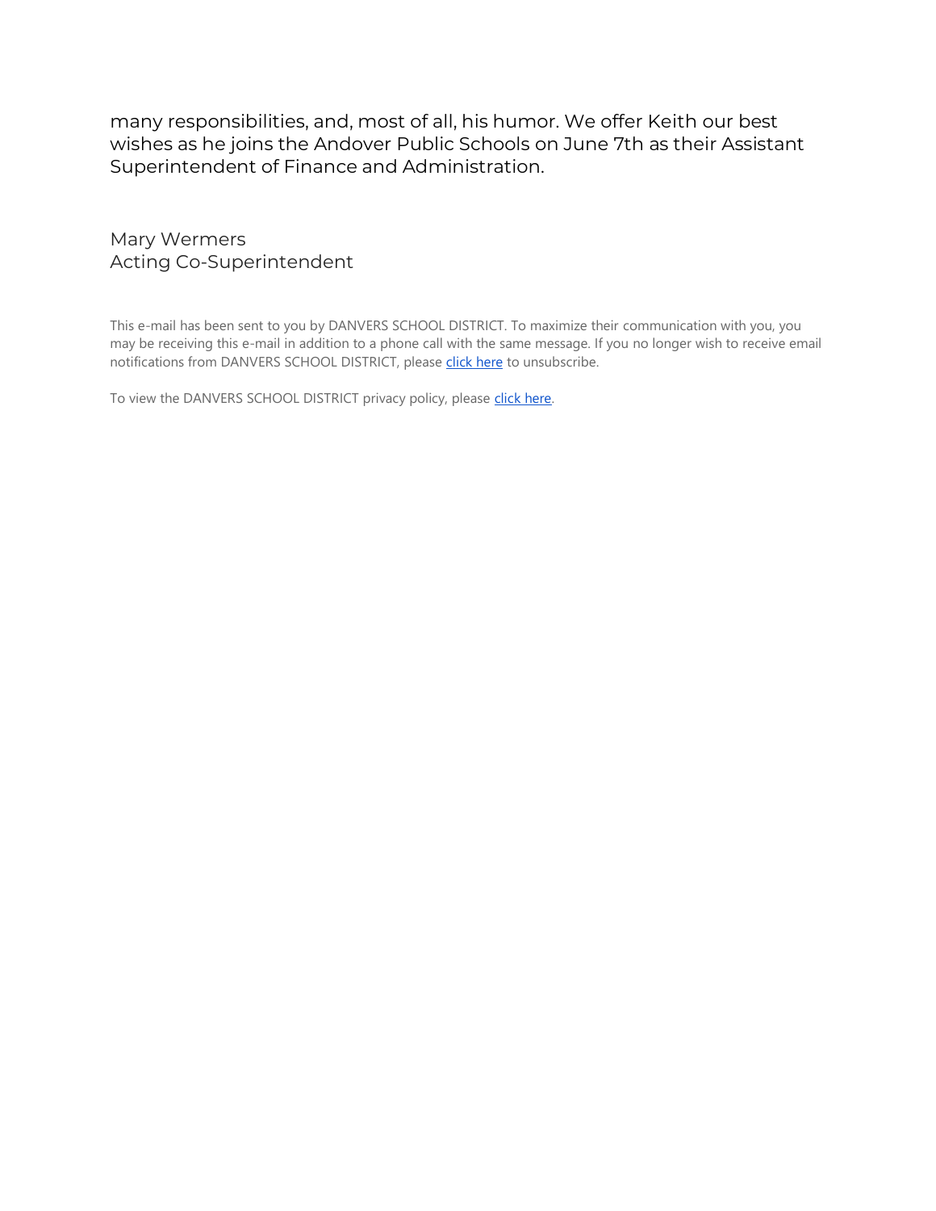many responsibilities, and, most of all, his humor. We offer Keith our best wishes as he joins the Andover Public Schools on June 7th as their Assistant Superintendent of Finance and Administration.

Mary Wermers
Acting Co-Superintendent

This e-mail has been sent to you by DANVERS SCHOOL DISTRICT. To maximize their communication with you, you may be receiving this e-mail in addition to a phone call with the same message. If you no longer wish to receive email notifications from DANVERS SCHOOL DISTRICT, please click here to unsubscribe.

To view the DANVERS SCHOOL DISTRICT privacy policy, please click here.